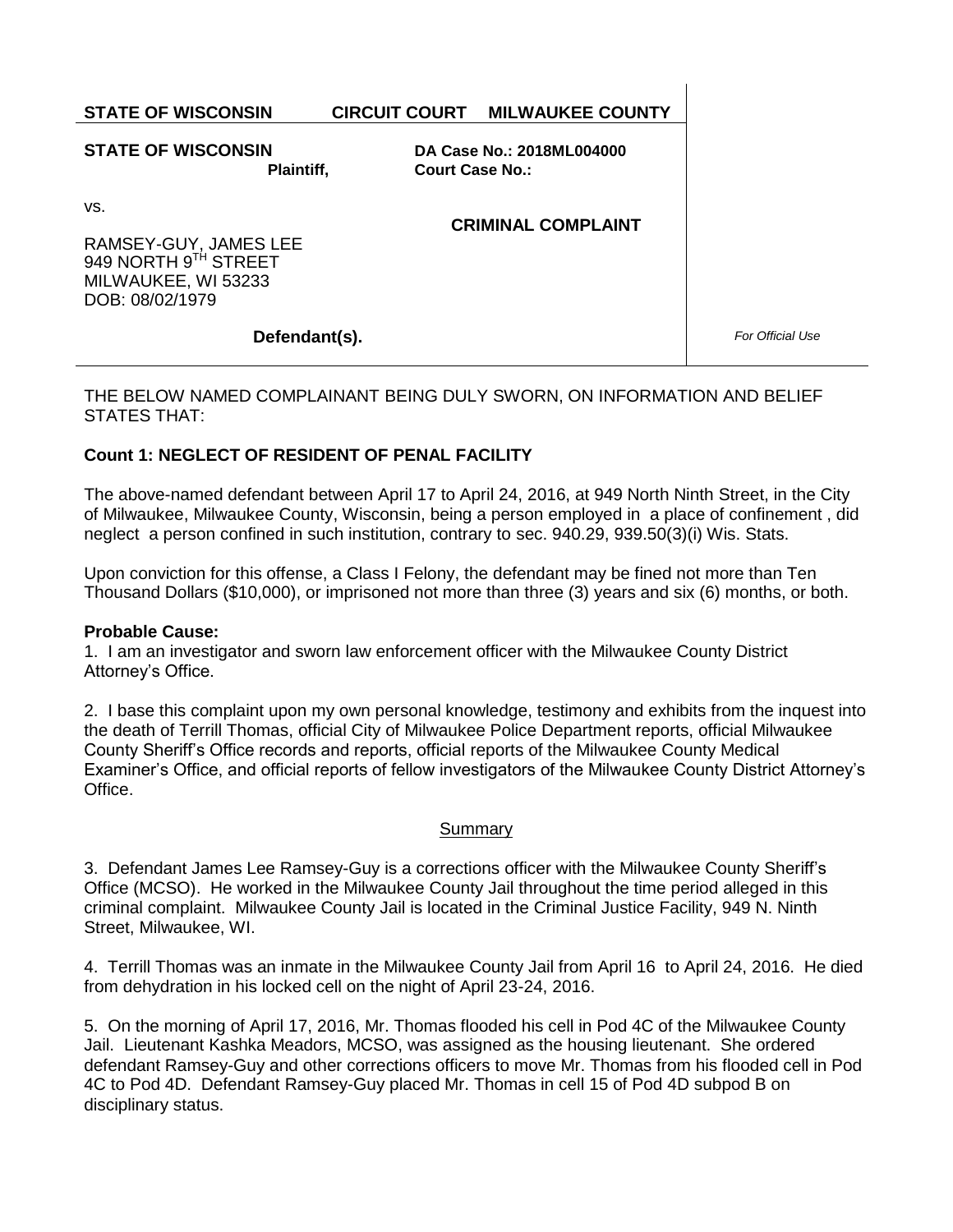**STATE OF WISCONSIN CIRCUIT COURT MILWAUKEE COUNTY**

| | | |
|---|---|---|
| **STATE OF WISCONSIN** **Plaintiff,** | **DA Case No.: 2018ML004000** **Court Case No.:** | |
| vs. | **CRIMINAL COMPLAINT** | |
| RAMSEY-GUY, JAMES LEE 949 NORTH 9TH STREET MILWAUKEE, WI 53233 DOB: 08/02/1979 | | |
| **Defendant(s).** | | *For Official Use* |

THE BELOW NAMED COMPLAINANT BEING DULY SWORN, ON INFORMATION AND BELIEF STATES THAT:

**Count 1: NEGLECT OF RESIDENT OF PENAL FACILITY**

The above-named defendant between April 17 to April 24, 2016, at 949 North Ninth Street, in the City of Milwaukee, Milwaukee County, Wisconsin, being a person employed in a place of confinement , did neglect a person confined in such institution, contrary to sec. 940.29, 939.50(3)(i) Wis. Stats.

Upon conviction for this offense, a Class I Felony, the defendant may be fined not more than Ten Thousand Dollars ($10,000), or imprisoned not more than three (3) years and six (6) months, or both.

**Probable Cause:**

1. I am an investigator and sworn law enforcement officer with the Milwaukee County District Attorney's Office.

2. I base this complaint upon my own personal knowledge, testimony and exhibits from the inquest into the death of Terrill Thomas, official City of Milwaukee Police Department reports, official Milwaukee County Sheriff's Office records and reports, official reports of the Milwaukee County Medical Examiner's Office, and official reports of fellow investigators of the Milwaukee County District Attorney's Office.

Summary

3. Defendant James Lee Ramsey-Guy is a corrections officer with the Milwaukee County Sheriff's Office (MCSO). He worked in the Milwaukee County Jail throughout the time period alleged in this criminal complaint. Milwaukee County Jail is located in the Criminal Justice Facility, 949 N. Ninth Street, Milwaukee, WI.

4. Terrill Thomas was an inmate in the Milwaukee County Jail from April 16 to April 24, 2016. He died from dehydration in his locked cell on the night of April 23-24, 2016.

5. On the morning of April 17, 2016, Mr. Thomas flooded his cell in Pod 4C of the Milwaukee County Jail. Lieutenant Kashka Meadors, MCSO, was assigned as the housing lieutenant. She ordered defendant Ramsey-Guy and other corrections officers to move Mr. Thomas from his flooded cell in Pod 4C to Pod 4D. Defendant Ramsey-Guy placed Mr. Thomas in cell 15 of Pod 4D subpod B on disciplinary status.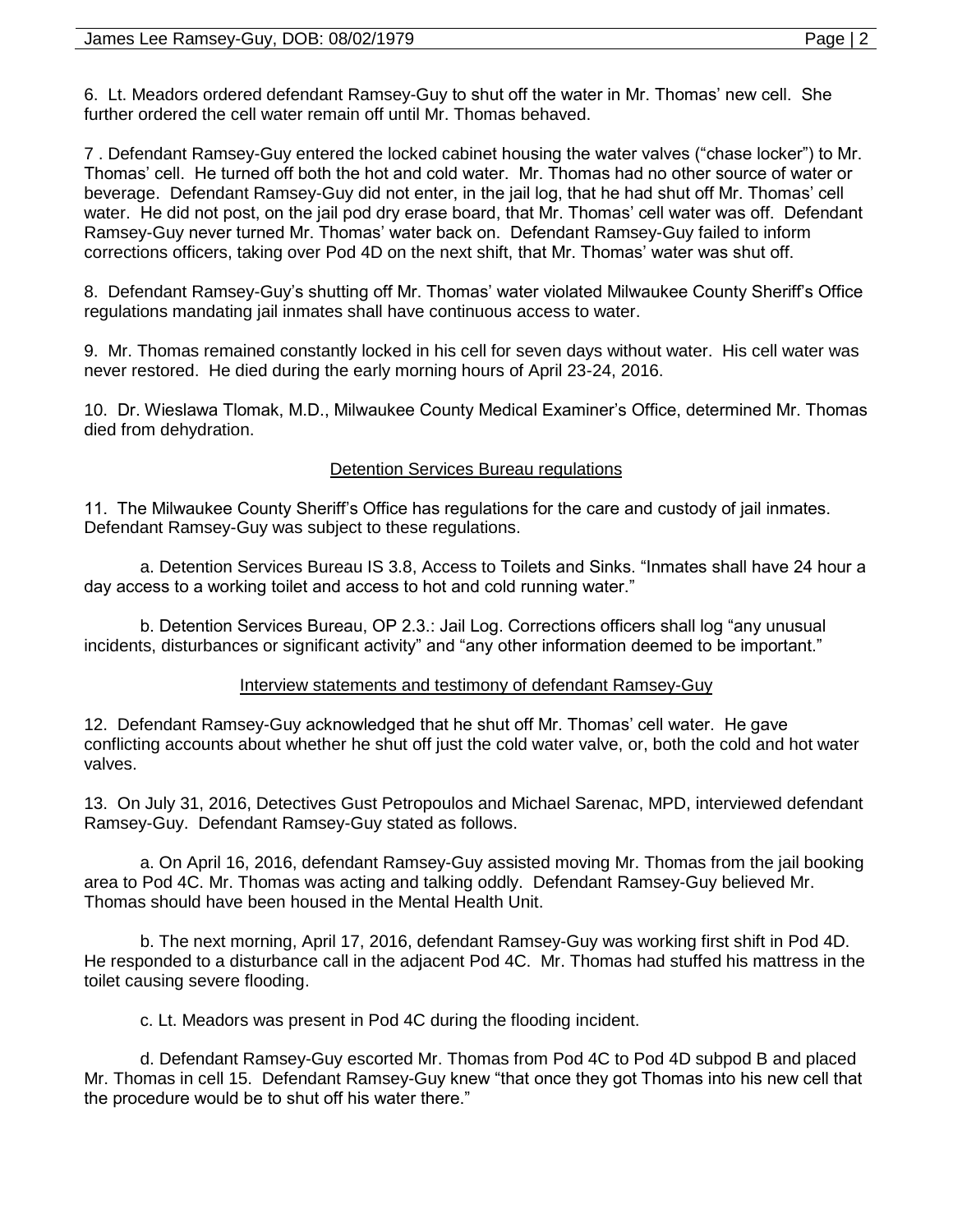6. Lt. Meadors ordered defendant Ramsey-Guy to shut off the water in Mr. Thomas' new cell. She further ordered the cell water remain off until Mr. Thomas behaved.

7 . Defendant Ramsey-Guy entered the locked cabinet housing the water valves ("chase locker") to Mr. Thomas' cell. He turned off both the hot and cold water. Mr. Thomas had no other source of water or beverage. Defendant Ramsey-Guy did not enter, in the jail log, that he had shut off Mr. Thomas' cell water. He did not post, on the jail pod dry erase board, that Mr. Thomas' cell water was off. Defendant Ramsey-Guy never turned Mr. Thomas' water back on. Defendant Ramsey-Guy failed to inform corrections officers, taking over Pod 4D on the next shift, that Mr. Thomas' water was shut off.

8. Defendant Ramsey-Guy's shutting off Mr. Thomas' water violated Milwaukee County Sheriff's Office regulations mandating jail inmates shall have continuous access to water.

9. Mr. Thomas remained constantly locked in his cell for seven days without water. His cell water was never restored. He died during the early morning hours of April 23-24, 2016.

10. Dr. Wieslawa Tlomak, M.D., Milwaukee County Medical Examiner's Office, determined Mr. Thomas died from dehydration.

## Detention Services Bureau regulations

11. The Milwaukee County Sheriff's Office has regulations for the care and custody of jail inmates. Defendant Ramsey-Guy was subject to these regulations.

a. Detention Services Bureau IS 3.8, Access to Toilets and Sinks. "Inmates shall have 24 hour a day access to a working toilet and access to hot and cold running water."

b. Detention Services Bureau, OP 2.3.: Jail Log. Corrections officers shall log "any unusual incidents, disturbances or significant activity" and "any other information deemed to be important."

## Interview statements and testimony of defendant Ramsey-Guy

12. Defendant Ramsey-Guy acknowledged that he shut off Mr. Thomas' cell water. He gave conflicting accounts about whether he shut off just the cold water valve, or, both the cold and hot water valves.

13. On July 31, 2016, Detectives Gust Petropoulos and Michael Sarenac, MPD, interviewed defendant Ramsey-Guy. Defendant Ramsey-Guy stated as follows.

a. On April 16, 2016, defendant Ramsey-Guy assisted moving Mr. Thomas from the jail booking area to Pod 4C. Mr. Thomas was acting and talking oddly. Defendant Ramsey-Guy believed Mr. Thomas should have been housed in the Mental Health Unit.

b. The next morning, April 17, 2016, defendant Ramsey-Guy was working first shift in Pod 4D. He responded to a disturbance call in the adjacent Pod 4C. Mr. Thomas had stuffed his mattress in the toilet causing severe flooding.

c. Lt. Meadors was present in Pod 4C during the flooding incident.

d. Defendant Ramsey-Guy escorted Mr. Thomas from Pod 4C to Pod 4D subpod B and placed Mr. Thomas in cell 15. Defendant Ramsey-Guy knew "that once they got Thomas into his new cell that the procedure would be to shut off his water there."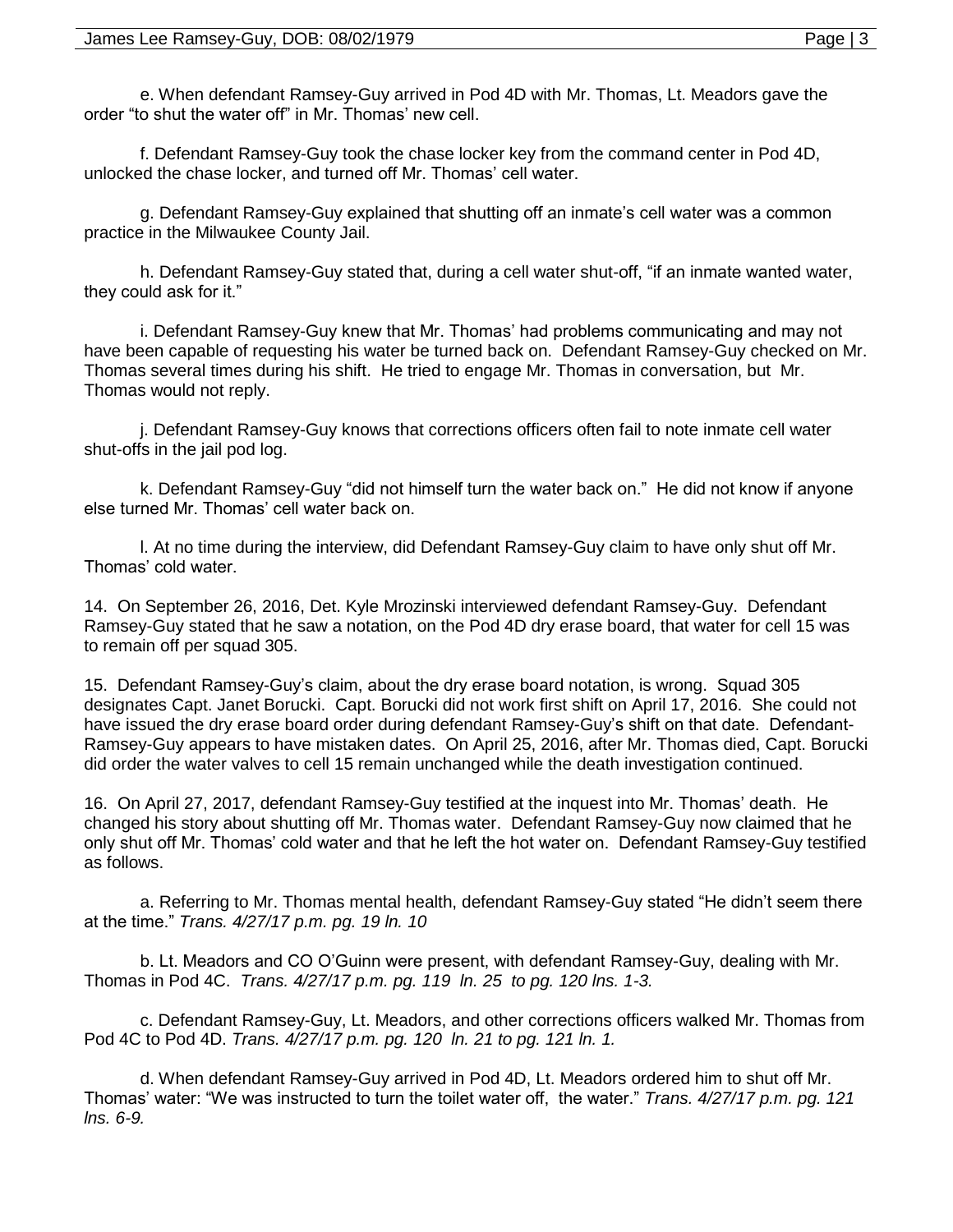e. When defendant Ramsey-Guy arrived in Pod 4D with Mr. Thomas, Lt. Meadors gave the order "to shut the water off" in Mr. Thomas' new cell.

f. Defendant Ramsey-Guy took the chase locker key from the command center in Pod 4D, unlocked the chase locker, and turned off Mr. Thomas' cell water.

g. Defendant Ramsey-Guy explained that shutting off an inmate's cell water was a common practice in the Milwaukee County Jail.

h. Defendant Ramsey-Guy stated that, during a cell water shut-off, "if an inmate wanted water, they could ask for it."

i. Defendant Ramsey-Guy knew that Mr. Thomas' had problems communicating and may not have been capable of requesting his water be turned back on. Defendant Ramsey-Guy checked on Mr. Thomas several times during his shift. He tried to engage Mr. Thomas in conversation, but Mr. Thomas would not reply.

j. Defendant Ramsey-Guy knows that corrections officers often fail to note inmate cell water shut-offs in the jail pod log.

k. Defendant Ramsey-Guy "did not himself turn the water back on." He did not know if anyone else turned Mr. Thomas' cell water back on.

l. At no time during the interview, did Defendant Ramsey-Guy claim to have only shut off Mr. Thomas' cold water.

14. On September 26, 2016, Det. Kyle Mrozinski interviewed defendant Ramsey-Guy. Defendant Ramsey-Guy stated that he saw a notation, on the Pod 4D dry erase board, that water for cell 15 was to remain off per squad 305.

15. Defendant Ramsey-Guy's claim, about the dry erase board notation, is wrong. Squad 305 designates Capt. Janet Borucki. Capt. Borucki did not work first shift on April 17, 2016. She could not have issued the dry erase board order during defendant Ramsey-Guy's shift on that date. Defendant-Ramsey-Guy appears to have mistaken dates. On April 25, 2016, after Mr. Thomas died, Capt. Borucki did order the water valves to cell 15 remain unchanged while the death investigation continued.

16. On April 27, 2017, defendant Ramsey-Guy testified at the inquest into Mr. Thomas' death. He changed his story about shutting off Mr. Thomas water. Defendant Ramsey-Guy now claimed that he only shut off Mr. Thomas' cold water and that he left the hot water on. Defendant Ramsey-Guy testified as follows.

a. Referring to Mr. Thomas mental health, defendant Ramsey-Guy stated "He didn't seem there at the time." *Trans. 4/27/17 p.m. pg. 19 ln. 10*

b. Lt. Meadors and CO O'Guinn were present, with defendant Ramsey-Guy, dealing with Mr. Thomas in Pod 4C. *Trans. 4/27/17 p.m. pg. 119 ln. 25 to pg. 120 lns. 1-3.*

c. Defendant Ramsey-Guy, Lt. Meadors, and other corrections officers walked Mr. Thomas from Pod 4C to Pod 4D. *Trans. 4/27/17 p.m. pg. 120 ln. 21 to pg. 121 ln. 1.*

d. When defendant Ramsey-Guy arrived in Pod 4D, Lt. Meadors ordered him to shut off Mr. Thomas' water: "We was instructed to turn the toilet water off, the water." *Trans. 4/27/17 p.m. pg. 121 lns. 6-9.*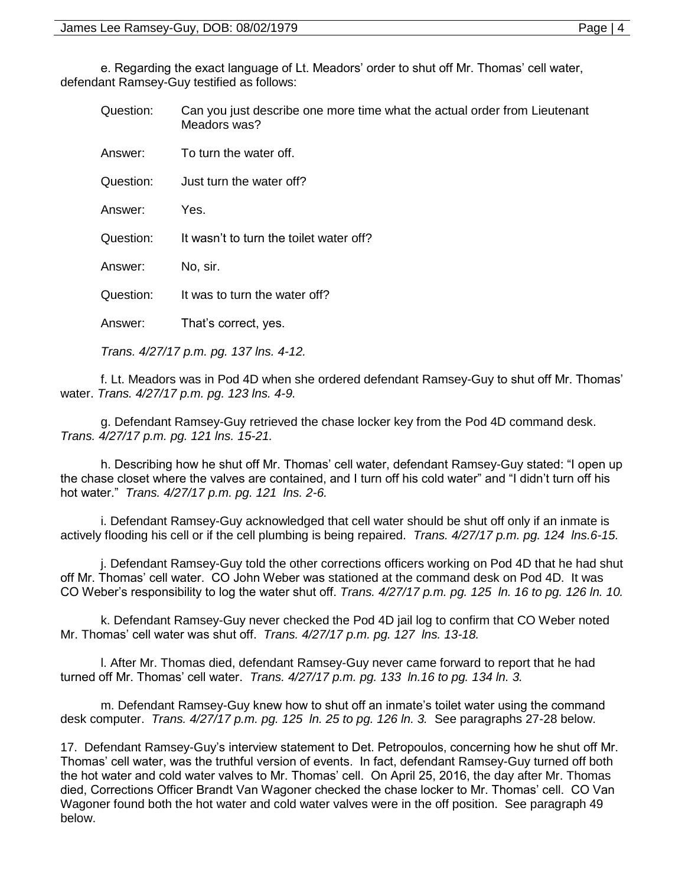e. Regarding the exact language of Lt. Meadors' order to shut off Mr. Thomas' cell water, defendant Ramsey-Guy testified as follows:

> Question: Can you just describe one more time what the actual order from Lieutenant Meadors was?
>
> Answer: To turn the water off.
>
> Question: Just turn the water off?
>
> Answer: Yes.
>
> Question: It wasn't to turn the toilet water off?
>
> Answer: No, sir.
>
> Question: It was to turn the water off?
>
> Answer: That's correct, yes.
>
> *Trans. 4/27/17 p.m. pg. 137 lns. 4-12.*

f. Lt. Meadors was in Pod 4D when she ordered defendant Ramsey-Guy to shut off Mr. Thomas' water. *Trans. 4/27/17 p.m. pg. 123 lns. 4-9.*

g. Defendant Ramsey-Guy retrieved the chase locker key from the Pod 4D command desk. *Trans. 4/27/17 p.m. pg. 121 lns. 15-21.*

h. Describing how he shut off Mr. Thomas' cell water, defendant Ramsey-Guy stated: "I open up the chase closet where the valves are contained, and I turn off his cold water" and "I didn't turn off his hot water." *Trans. 4/27/17 p.m. pg. 121 lns. 2-6.*

i. Defendant Ramsey-Guy acknowledged that cell water should be shut off only if an inmate is actively flooding his cell or if the cell plumbing is being repaired. *Trans. 4/27/17 p.m. pg. 124 lns.6-15.*

j. Defendant Ramsey-Guy told the other corrections officers working on Pod 4D that he had shut off Mr. Thomas' cell water. CO John Weber was stationed at the command desk on Pod 4D. It was CO Weber's responsibility to log the water shut off. *Trans. 4/27/17 p.m. pg. 125 ln. 16 to pg. 126 ln. 10.*

k. Defendant Ramsey-Guy never checked the Pod 4D jail log to confirm that CO Weber noted Mr. Thomas' cell water was shut off. *Trans. 4/27/17 p.m. pg. 127 lns. 13-18.*

l. After Mr. Thomas died, defendant Ramsey-Guy never came forward to report that he had turned off Mr. Thomas' cell water. *Trans. 4/27/17 p.m. pg. 133 ln.16 to pg. 134 ln. 3.*

m. Defendant Ramsey-Guy knew how to shut off an inmate's toilet water using the command desk computer. *Trans. 4/27/17 p.m. pg. 125 ln. 25 to pg. 126 ln. 3.* See paragraphs 27-28 below.

17. Defendant Ramsey-Guy's interview statement to Det. Petropoulos, concerning how he shut off Mr. Thomas' cell water, was the truthful version of events. In fact, defendant Ramsey-Guy turned off both the hot water and cold water valves to Mr. Thomas' cell. On April 25, 2016, the day after Mr. Thomas died, Corrections Officer Brandt Van Wagoner checked the chase locker to Mr. Thomas' cell. CO Van Wagoner found both the hot water and cold water valves were in the off position. See paragraph 49 below.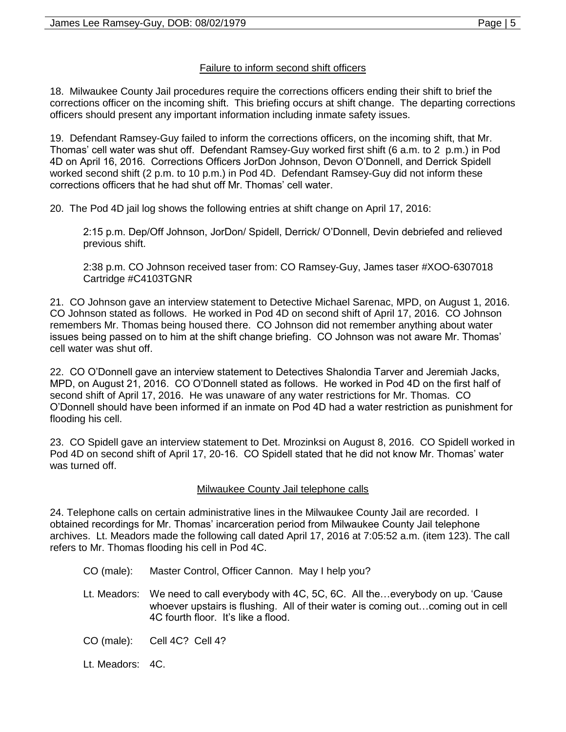## Failure to inform second shift officers

18. Milwaukee County Jail procedures require the corrections officers ending their shift to brief the corrections officer on the incoming shift. This briefing occurs at shift change. The departing corrections officers should present any important information including inmate safety issues.

19. Defendant Ramsey-Guy failed to inform the corrections officers, on the incoming shift, that Mr. Thomas' cell water was shut off. Defendant Ramsey-Guy worked first shift (6 a.m. to 2 p.m.) in Pod 4D on April 16, 2016. Corrections Officers JorDon Johnson, Devon O'Donnell, and Derrick Spidell worked second shift (2 p.m. to 10 p.m.) in Pod 4D. Defendant Ramsey-Guy did not inform these corrections officers that he had shut off Mr. Thomas' cell water.

20. The Pod 4D jail log shows the following entries at shift change on April 17, 2016:

> 2:15 p.m. Dep/Off Johnson, JorDon/ Spidell, Derrick/ O'Donnell, Devin debriefed and relieved previous shift.
>
> 2:38 p.m. CO Johnson received taser from: CO Ramsey-Guy, James taser #XOO-6307018 Cartridge #C4103TGNR

21. CO Johnson gave an interview statement to Detective Michael Sarenac, MPD, on August 1, 2016. CO Johnson stated as follows. He worked in Pod 4D on second shift of April 17, 2016. CO Johnson remembers Mr. Thomas being housed there. CO Johnson did not remember anything about water issues being passed on to him at the shift change briefing. CO Johnson was not aware Mr. Thomas' cell water was shut off.

22. CO O'Donnell gave an interview statement to Detectives Shalondia Tarver and Jeremiah Jacks, MPD, on August 21, 2016. CO O'Donnell stated as follows. He worked in Pod 4D on the first half of second shift of April 17, 2016. He was unaware of any water restrictions for Mr. Thomas. CO O'Donnell should have been informed if an inmate on Pod 4D had a water restriction as punishment for flooding his cell.

23. CO Spidell gave an interview statement to Det. Mrozinksi on August 8, 2016. CO Spidell worked in Pod 4D on second shift of April 17, 20-16. CO Spidell stated that he did not know Mr. Thomas' water was turned off.

## Milwaukee County Jail telephone calls

24. Telephone calls on certain administrative lines in the Milwaukee County Jail are recorded. I obtained recordings for Mr. Thomas' incarceration period from Milwaukee County Jail telephone archives. Lt. Meadors made the following call dated April 17, 2016 at 7:05:52 a.m. (item 123). The call refers to Mr. Thomas flooding his cell in Pod 4C.

> CO (male): Master Control, Officer Cannon. May I help you?
>
> Lt. Meadors: We need to call everybody with 4C, 5C, 6C. All the…everybody on up. 'Cause whoever upstairs is flushing. All of their water is coming out…coming out in cell 4C fourth floor. It's like a flood.
>
> CO (male): Cell 4C? Cell 4?
>
> Lt. Meadors: 4C.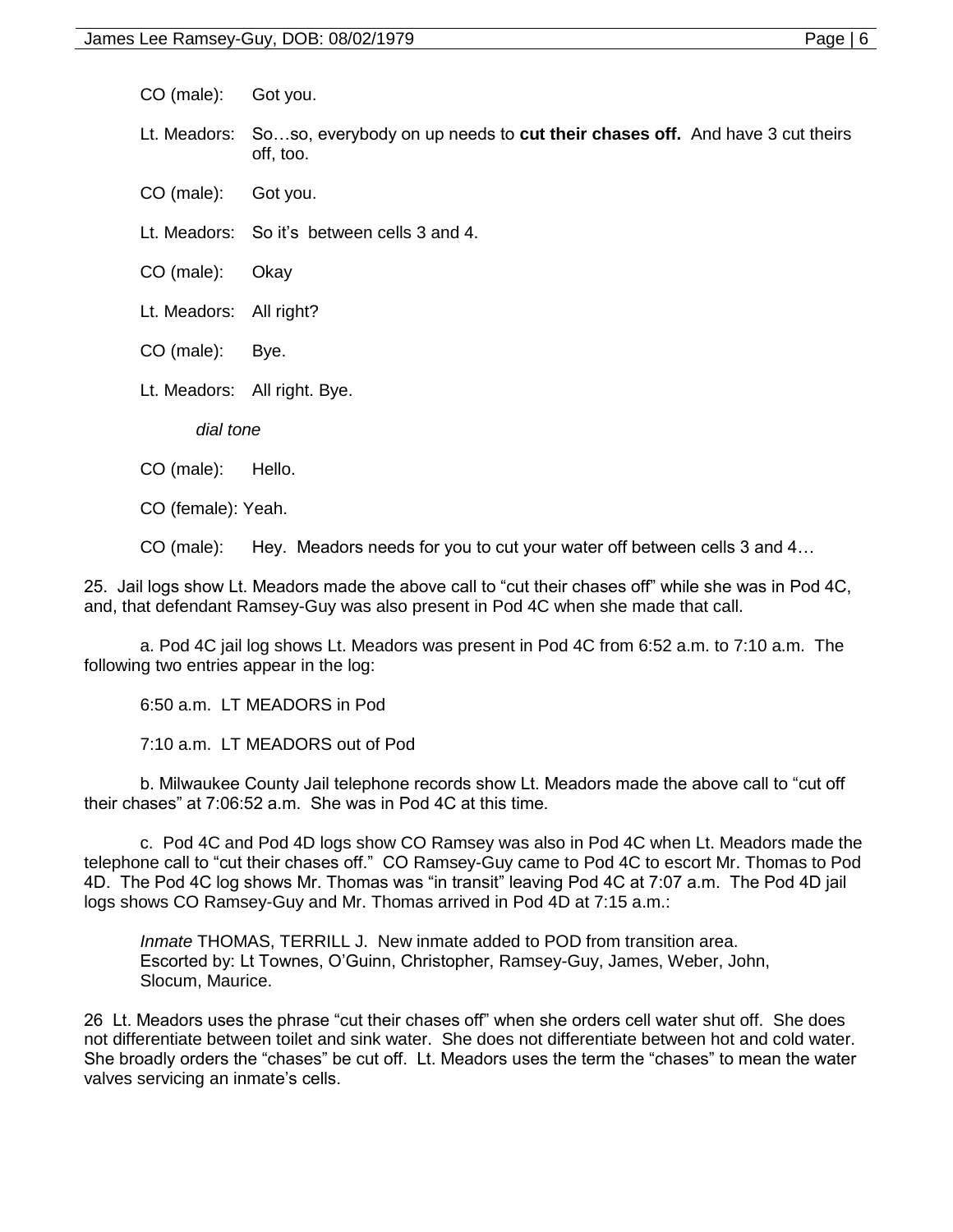CO (male): Got you.

Lt. Meadors: So…so, everybody on up needs to **cut their chases off.** And have 3 cut theirs off, too.

CO (male): Got you.

Lt. Meadors: So it's between cells 3 and 4.

CO (male): Okay

Lt. Meadors: All right?

CO (male): Bye.

Lt. Meadors: All right. Bye.

*dial tone*

CO (male): Hello.

CO (female): Yeah.

CO (male): Hey. Meadors needs for you to cut your water off between cells 3 and 4…

25. Jail logs show Lt. Meadors made the above call to "cut their chases off" while she was in Pod 4C, and, that defendant Ramsey-Guy was also present in Pod 4C when she made that call.

a. Pod 4C jail log shows Lt. Meadors was present in Pod 4C from 6:52 a.m. to 7:10 a.m. The following two entries appear in the log:

6:50 a.m. LT MEADORS in Pod

7:10 a.m. LT MEADORS out of Pod

b. Milwaukee County Jail telephone records show Lt. Meadors made the above call to "cut off their chases" at 7:06:52 a.m. She was in Pod 4C at this time.

c. Pod 4C and Pod 4D logs show CO Ramsey was also in Pod 4C when Lt. Meadors made the telephone call to "cut their chases off." CO Ramsey-Guy came to Pod 4C to escort Mr. Thomas to Pod 4D. The Pod 4C log shows Mr. Thomas was "in transit" leaving Pod 4C at 7:07 a.m. The Pod 4D jail logs shows CO Ramsey-Guy and Mr. Thomas arrived in Pod 4D at 7:15 a.m.:

*Inmate* THOMAS, TERRILL J. New inmate added to POD from transition area. Escorted by: Lt Townes, O'Guinn, Christopher, Ramsey-Guy, James, Weber, John, Slocum, Maurice.

26 Lt. Meadors uses the phrase "cut their chases off" when she orders cell water shut off. She does not differentiate between toilet and sink water. She does not differentiate between hot and cold water. She broadly orders the "chases" be cut off. Lt. Meadors uses the term the "chases" to mean the water valves servicing an inmate's cells.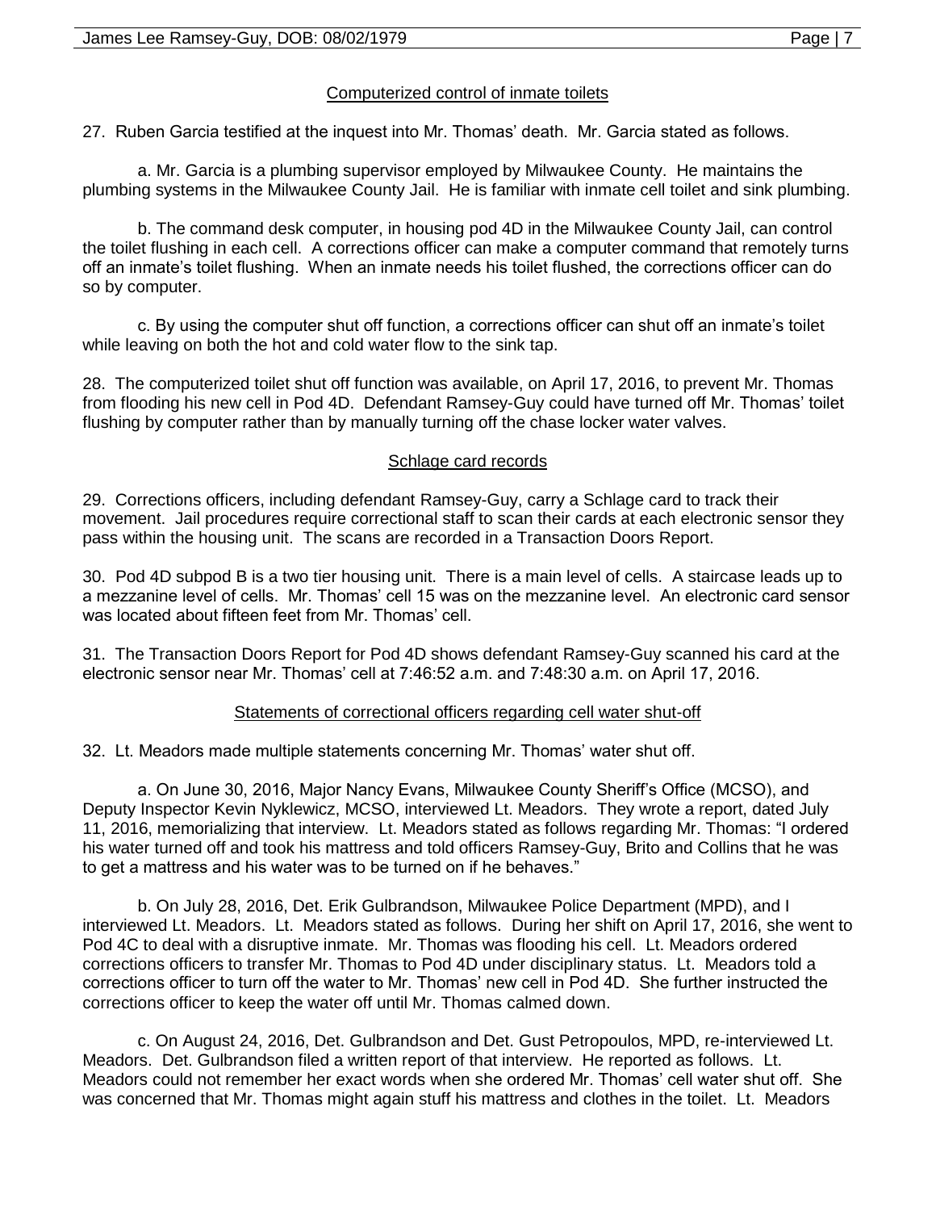## Computerized control of inmate toilets

27. Ruben Garcia testified at the inquest into Mr. Thomas' death. Mr. Garcia stated as follows.

a. Mr. Garcia is a plumbing supervisor employed by Milwaukee County. He maintains the plumbing systems in the Milwaukee County Jail. He is familiar with inmate cell toilet and sink plumbing.

b. The command desk computer, in housing pod 4D in the Milwaukee County Jail, can control the toilet flushing in each cell. A corrections officer can make a computer command that remotely turns off an inmate's toilet flushing. When an inmate needs his toilet flushed, the corrections officer can do so by computer.

c. By using the computer shut off function, a corrections officer can shut off an inmate's toilet while leaving on both the hot and cold water flow to the sink tap.

28. The computerized toilet shut off function was available, on April 17, 2016, to prevent Mr. Thomas from flooding his new cell in Pod 4D. Defendant Ramsey-Guy could have turned off Mr. Thomas' toilet flushing by computer rather than by manually turning off the chase locker water valves.

## Schlage card records

29. Corrections officers, including defendant Ramsey-Guy, carry a Schlage card to track their movement. Jail procedures require correctional staff to scan their cards at each electronic sensor they pass within the housing unit. The scans are recorded in a Transaction Doors Report.

30. Pod 4D subpod B is a two tier housing unit. There is a main level of cells. A staircase leads up to a mezzanine level of cells. Mr. Thomas' cell 15 was on the mezzanine level. An electronic card sensor was located about fifteen feet from Mr. Thomas' cell.

31. The Transaction Doors Report for Pod 4D shows defendant Ramsey-Guy scanned his card at the electronic sensor near Mr. Thomas' cell at 7:46:52 a.m. and 7:48:30 a.m. on April 17, 2016.

## Statements of correctional officers regarding cell water shut-off

32. Lt. Meadors made multiple statements concerning Mr. Thomas' water shut off.

a. On June 30, 2016, Major Nancy Evans, Milwaukee County Sheriff's Office (MCSO), and Deputy Inspector Kevin Nyklewicz, MCSO, interviewed Lt. Meadors. They wrote a report, dated July 11, 2016, memorializing that interview. Lt. Meadors stated as follows regarding Mr. Thomas: "I ordered his water turned off and took his mattress and told officers Ramsey-Guy, Brito and Collins that he was to get a mattress and his water was to be turned on if he behaves."

b. On July 28, 2016, Det. Erik Gulbrandson, Milwaukee Police Department (MPD), and I interviewed Lt. Meadors. Lt. Meadors stated as follows. During her shift on April 17, 2016, she went to Pod 4C to deal with a disruptive inmate. Mr. Thomas was flooding his cell. Lt. Meadors ordered corrections officers to transfer Mr. Thomas to Pod 4D under disciplinary status. Lt. Meadors told a corrections officer to turn off the water to Mr. Thomas' new cell in Pod 4D. She further instructed the corrections officer to keep the water off until Mr. Thomas calmed down.

c. On August 24, 2016, Det. Gulbrandson and Det. Gust Petropoulos, MPD, re-interviewed Lt. Meadors. Det. Gulbrandson filed a written report of that interview. He reported as follows. Lt. Meadors could not remember her exact words when she ordered Mr. Thomas' cell water shut off. She was concerned that Mr. Thomas might again stuff his mattress and clothes in the toilet. Lt. Meadors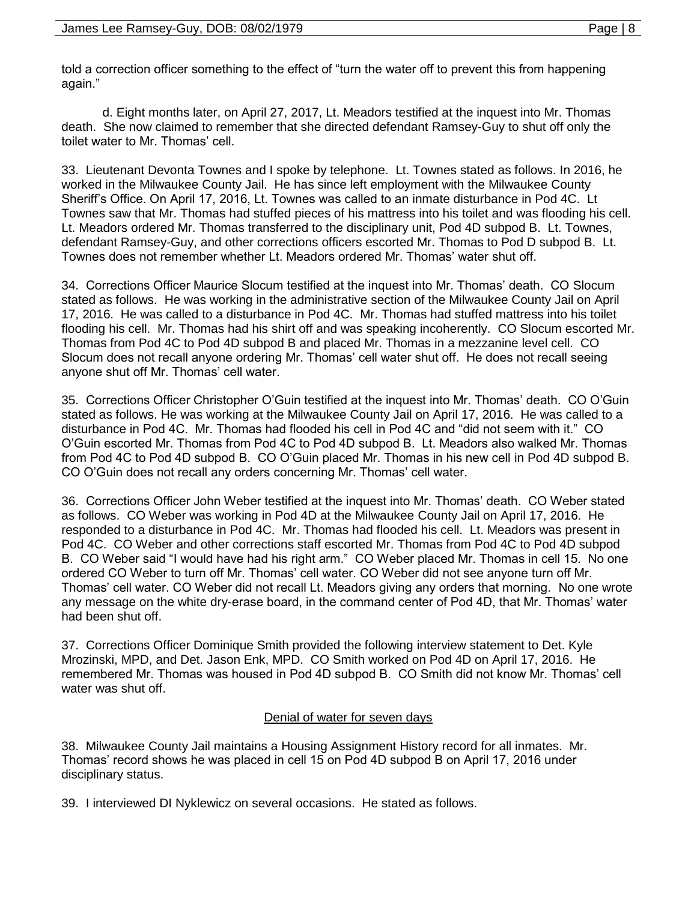told a correction officer something to the effect of "turn the water off to prevent this from happening again."

d. Eight months later, on April 27, 2017, Lt. Meadors testified at the inquest into Mr. Thomas death. She now claimed to remember that she directed defendant Ramsey-Guy to shut off only the toilet water to Mr. Thomas' cell.

33. Lieutenant Devonta Townes and I spoke by telephone. Lt. Townes stated as follows. In 2016, he worked in the Milwaukee County Jail. He has since left employment with the Milwaukee County Sheriff's Office. On April 17, 2016, Lt. Townes was called to an inmate disturbance in Pod 4C. Lt Townes saw that Mr. Thomas had stuffed pieces of his mattress into his toilet and was flooding his cell. Lt. Meadors ordered Mr. Thomas transferred to the disciplinary unit, Pod 4D subpod B. Lt. Townes, defendant Ramsey-Guy, and other corrections officers escorted Mr. Thomas to Pod D subpod B. Lt. Townes does not remember whether Lt. Meadors ordered Mr. Thomas' water shut off.

34. Corrections Officer Maurice Slocum testified at the inquest into Mr. Thomas' death. CO Slocum stated as follows. He was working in the administrative section of the Milwaukee County Jail on April 17, 2016. He was called to a disturbance in Pod 4C. Mr. Thomas had stuffed mattress into his toilet flooding his cell. Mr. Thomas had his shirt off and was speaking incoherently. CO Slocum escorted Mr. Thomas from Pod 4C to Pod 4D subpod B and placed Mr. Thomas in a mezzanine level cell. CO Slocum does not recall anyone ordering Mr. Thomas' cell water shut off. He does not recall seeing anyone shut off Mr. Thomas' cell water.

35. Corrections Officer Christopher O'Guin testified at the inquest into Mr. Thomas' death. CO O'Guin stated as follows. He was working at the Milwaukee County Jail on April 17, 2016. He was called to a disturbance in Pod 4C. Mr. Thomas had flooded his cell in Pod 4C and "did not seem with it." CO O'Guin escorted Mr. Thomas from Pod 4C to Pod 4D subpod B. Lt. Meadors also walked Mr. Thomas from Pod 4C to Pod 4D subpod B. CO O'Guin placed Mr. Thomas in his new cell in Pod 4D subpod B. CO O'Guin does not recall any orders concerning Mr. Thomas' cell water.

36. Corrections Officer John Weber testified at the inquest into Mr. Thomas' death. CO Weber stated as follows. CO Weber was working in Pod 4D at the Milwaukee County Jail on April 17, 2016. He responded to a disturbance in Pod 4C. Mr. Thomas had flooded his cell. Lt. Meadors was present in Pod 4C. CO Weber and other corrections staff escorted Mr. Thomas from Pod 4C to Pod 4D subpod B. CO Weber said "I would have had his right arm." CO Weber placed Mr. Thomas in cell 15. No one ordered CO Weber to turn off Mr. Thomas' cell water. CO Weber did not see anyone turn off Mr. Thomas' cell water. CO Weber did not recall Lt. Meadors giving any orders that morning. No one wrote any message on the white dry-erase board, in the command center of Pod 4D, that Mr. Thomas' water had been shut off.

37. Corrections Officer Dominique Smith provided the following interview statement to Det. Kyle Mrozinski, MPD, and Det. Jason Enk, MPD. CO Smith worked on Pod 4D on April 17, 2016. He remembered Mr. Thomas was housed in Pod 4D subpod B. CO Smith did not know Mr. Thomas' cell water was shut off.

<u>Denial of water for seven days</u>

38. Milwaukee County Jail maintains a Housing Assignment History record for all inmates. Mr. Thomas' record shows he was placed in cell 15 on Pod 4D subpod B on April 17, 2016 under disciplinary status.

39. I interviewed DI Nyklewicz on several occasions. He stated as follows.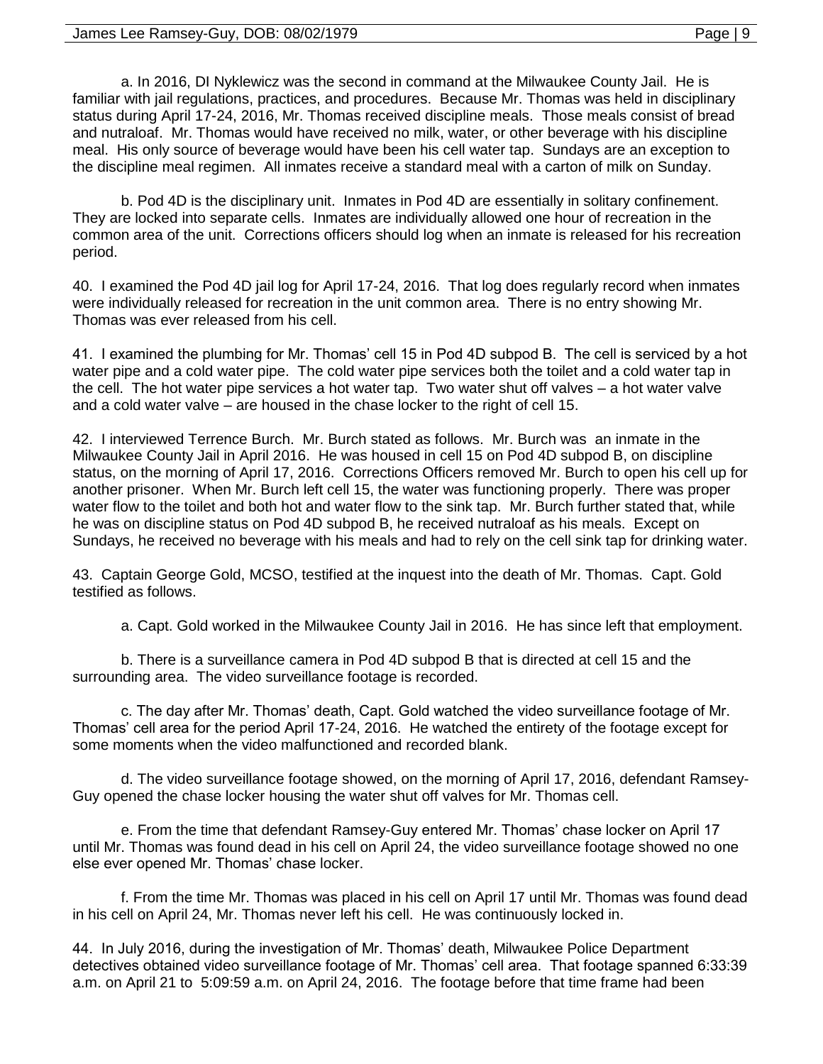a. In 2016, DI Nyklewicz was the second in command at the Milwaukee County Jail. He is familiar with jail regulations, practices, and procedures. Because Mr. Thomas was held in disciplinary status during April 17-24, 2016, Mr. Thomas received discipline meals. Those meals consist of bread and nutraloaf. Mr. Thomas would have received no milk, water, or other beverage with his discipline meal. His only source of beverage would have been his cell water tap. Sundays are an exception to the discipline meal regimen. All inmates receive a standard meal with a carton of milk on Sunday.

b. Pod 4D is the disciplinary unit. Inmates in Pod 4D are essentially in solitary confinement. They are locked into separate cells. Inmates are individually allowed one hour of recreation in the common area of the unit. Corrections officers should log when an inmate is released for his recreation period.

40. I examined the Pod 4D jail log for April 17-24, 2016. That log does regularly record when inmates were individually released for recreation in the unit common area. There is no entry showing Mr. Thomas was ever released from his cell.

41. I examined the plumbing for Mr. Thomas' cell 15 in Pod 4D subpod B. The cell is serviced by a hot water pipe and a cold water pipe. The cold water pipe services both the toilet and a cold water tap in the cell. The hot water pipe services a hot water tap. Two water shut off valves – a hot water valve and a cold water valve – are housed in the chase locker to the right of cell 15.

42. I interviewed Terrence Burch. Mr. Burch stated as follows. Mr. Burch was an inmate in the Milwaukee County Jail in April 2016. He was housed in cell 15 on Pod 4D subpod B, on discipline status, on the morning of April 17, 2016. Corrections Officers removed Mr. Burch to open his cell up for another prisoner. When Mr. Burch left cell 15, the water was functioning properly. There was proper water flow to the toilet and both hot and water flow to the sink tap. Mr. Burch further stated that, while he was on discipline status on Pod 4D subpod B, he received nutraloaf as his meals. Except on Sundays, he received no beverage with his meals and had to rely on the cell sink tap for drinking water.

43. Captain George Gold, MCSO, testified at the inquest into the death of Mr. Thomas. Capt. Gold testified as follows.

a. Capt. Gold worked in the Milwaukee County Jail in 2016. He has since left that employment.

b. There is a surveillance camera in Pod 4D subpod B that is directed at cell 15 and the surrounding area. The video surveillance footage is recorded.

c. The day after Mr. Thomas' death, Capt. Gold watched the video surveillance footage of Mr. Thomas' cell area for the period April 17-24, 2016. He watched the entirety of the footage except for some moments when the video malfunctioned and recorded blank.

d. The video surveillance footage showed, on the morning of April 17, 2016, defendant Ramsey-Guy opened the chase locker housing the water shut off valves for Mr. Thomas cell.

e. From the time that defendant Ramsey-Guy entered Mr. Thomas' chase locker on April 17 until Mr. Thomas was found dead in his cell on April 24, the video surveillance footage showed no one else ever opened Mr. Thomas' chase locker.

f. From the time Mr. Thomas was placed in his cell on April 17 until Mr. Thomas was found dead in his cell on April 24, Mr. Thomas never left his cell. He was continuously locked in.

44. In July 2016, during the investigation of Mr. Thomas' death, Milwaukee Police Department detectives obtained video surveillance footage of Mr. Thomas' cell area. That footage spanned 6:33:39 a.m. on April 21 to 5:09:59 a.m. on April 24, 2016. The footage before that time frame had been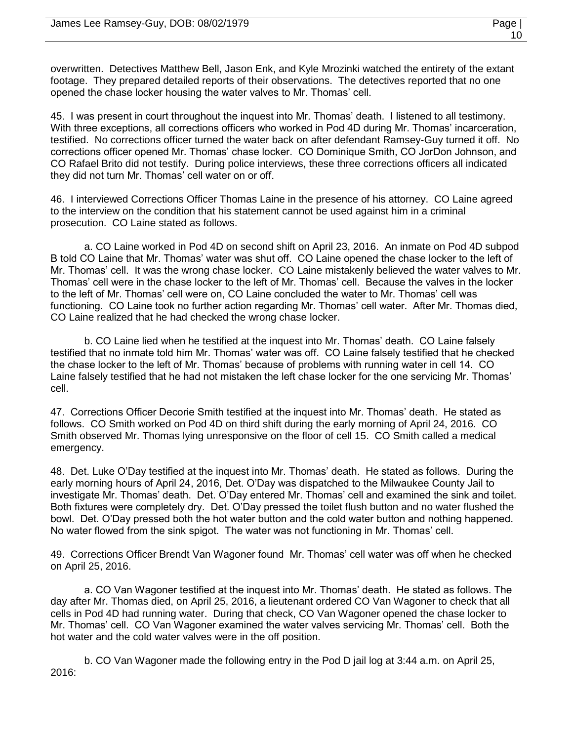overwritten. Detectives Matthew Bell, Jason Enk, and Kyle Mrozinki watched the entirety of the extant footage. They prepared detailed reports of their observations. The detectives reported that no one opened the chase locker housing the water valves to Mr. Thomas' cell.

45. I was present in court throughout the inquest into Mr. Thomas' death. I listened to all testimony. With three exceptions, all corrections officers who worked in Pod 4D during Mr. Thomas' incarceration, testified. No corrections officer turned the water back on after defendant Ramsey-Guy turned it off. No corrections officer opened Mr. Thomas' chase locker. CO Dominique Smith, CO JorDon Johnson, and CO Rafael Brito did not testify. During police interviews, these three corrections officers all indicated they did not turn Mr. Thomas' cell water on or off.

46. I interviewed Corrections Officer Thomas Laine in the presence of his attorney. CO Laine agreed to the interview on the condition that his statement cannot be used against him in a criminal prosecution. CO Laine stated as follows.

a. CO Laine worked in Pod 4D on second shift on April 23, 2016. An inmate on Pod 4D subpod B told CO Laine that Mr. Thomas' water was shut off. CO Laine opened the chase locker to the left of Mr. Thomas' cell. It was the wrong chase locker. CO Laine mistakenly believed the water valves to Mr. Thomas' cell were in the chase locker to the left of Mr. Thomas' cell. Because the valves in the locker to the left of Mr. Thomas' cell were on, CO Laine concluded the water to Mr. Thomas' cell was functioning. CO Laine took no further action regarding Mr. Thomas' cell water. After Mr. Thomas died, CO Laine realized that he had checked the wrong chase locker.

b. CO Laine lied when he testified at the inquest into Mr. Thomas' death. CO Laine falsely testified that no inmate told him Mr. Thomas' water was off. CO Laine falsely testified that he checked the chase locker to the left of Mr. Thomas' because of problems with running water in cell 14. CO Laine falsely testified that he had not mistaken the left chase locker for the one servicing Mr. Thomas' cell.

47. Corrections Officer Decorie Smith testified at the inquest into Mr. Thomas' death. He stated as follows. CO Smith worked on Pod 4D on third shift during the early morning of April 24, 2016. CO Smith observed Mr. Thomas lying unresponsive on the floor of cell 15. CO Smith called a medical emergency.

48. Det. Luke O'Day testified at the inquest into Mr. Thomas' death. He stated as follows. During the early morning hours of April 24, 2016, Det. O'Day was dispatched to the Milwaukee County Jail to investigate Mr. Thomas' death. Det. O'Day entered Mr. Thomas' cell and examined the sink and toilet. Both fixtures were completely dry. Det. O'Day pressed the toilet flush button and no water flushed the bowl. Det. O'Day pressed both the hot water button and the cold water button and nothing happened. No water flowed from the sink spigot. The water was not functioning in Mr. Thomas' cell.

49. Corrections Officer Brendt Van Wagoner found Mr. Thomas' cell water was off when he checked on April 25, 2016.

a. CO Van Wagoner testified at the inquest into Mr. Thomas' death. He stated as follows. The day after Mr. Thomas died, on April 25, 2016, a lieutenant ordered CO Van Wagoner to check that all cells in Pod 4D had running water. During that check, CO Van Wagoner opened the chase locker to Mr. Thomas' cell. CO Van Wagoner examined the water valves servicing Mr. Thomas' cell. Both the hot water and the cold water valves were in the off position.

b. CO Van Wagoner made the following entry in the Pod D jail log at 3:44 a.m. on April 25, 2016: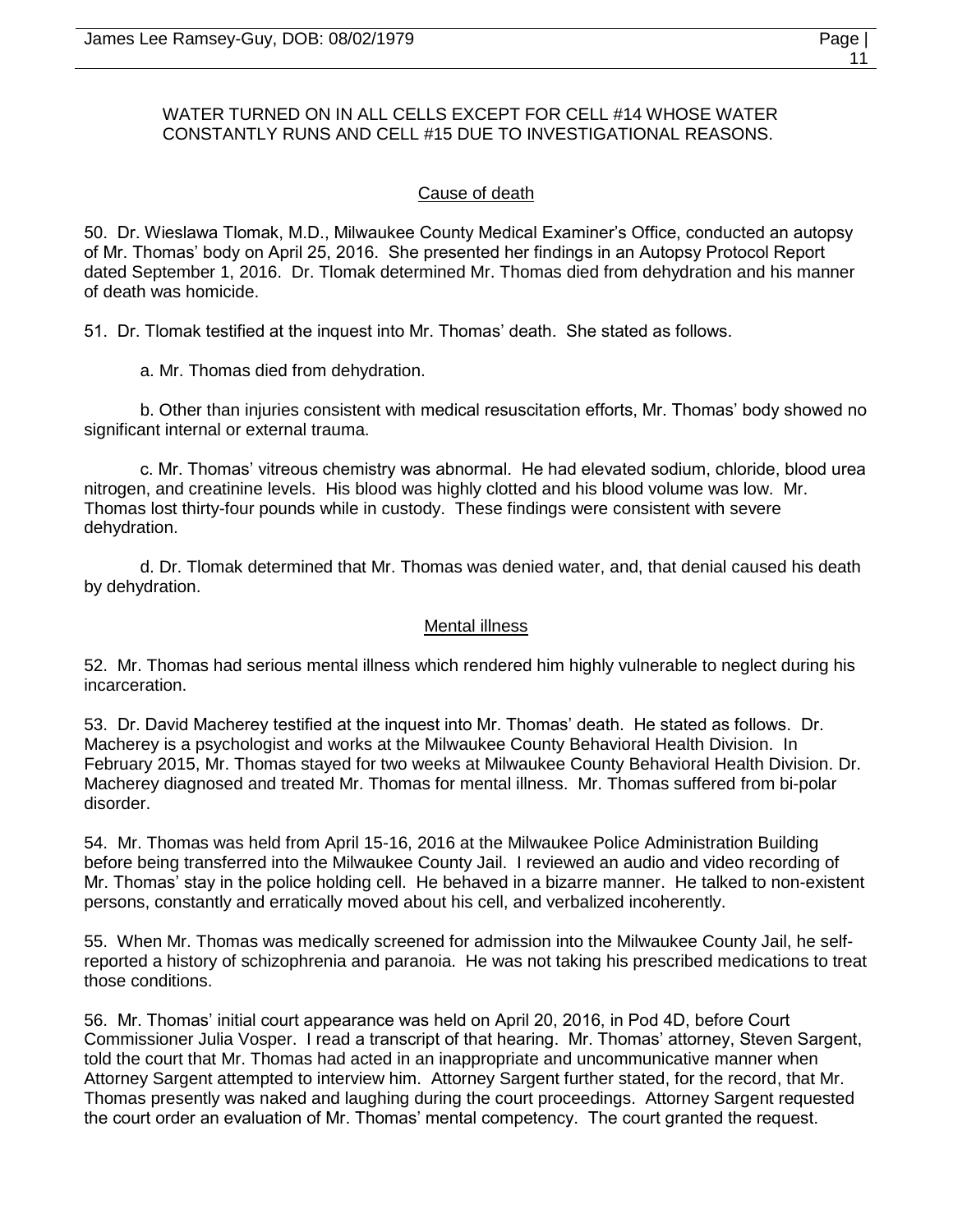WATER TURNED ON IN ALL CELLS EXCEPT FOR CELL #14 WHOSE WATER CONSTANTLY RUNS AND CELL #15 DUE TO INVESTIGATIONAL REASONS.

## Cause of death

50. Dr. Wieslawa Tlomak, M.D., Milwaukee County Medical Examiner's Office, conducted an autopsy of Mr. Thomas' body on April 25, 2016. She presented her findings in an Autopsy Protocol Report dated September 1, 2016. Dr. Tlomak determined Mr. Thomas died from dehydration and his manner of death was homicide.

51. Dr. Tlomak testified at the inquest into Mr. Thomas' death. She stated as follows.

a. Mr. Thomas died from dehydration.

b. Other than injuries consistent with medical resuscitation efforts, Mr. Thomas' body showed no significant internal or external trauma.

c. Mr. Thomas' vitreous chemistry was abnormal. He had elevated sodium, chloride, blood urea nitrogen, and creatinine levels. His blood was highly clotted and his blood volume was low. Mr. Thomas lost thirty-four pounds while in custody. These findings were consistent with severe dehydration.

d. Dr. Tlomak determined that Mr. Thomas was denied water, and, that denial caused his death by dehydration.

## Mental illness

52. Mr. Thomas had serious mental illness which rendered him highly vulnerable to neglect during his incarceration.

53. Dr. David Macherey testified at the inquest into Mr. Thomas' death. He stated as follows. Dr. Macherey is a psychologist and works at the Milwaukee County Behavioral Health Division. In February 2015, Mr. Thomas stayed for two weeks at Milwaukee County Behavioral Health Division. Dr. Macherey diagnosed and treated Mr. Thomas for mental illness. Mr. Thomas suffered from bi-polar disorder.

54. Mr. Thomas was held from April 15-16, 2016 at the Milwaukee Police Administration Building before being transferred into the Milwaukee County Jail. I reviewed an audio and video recording of Mr. Thomas' stay in the police holding cell. He behaved in a bizarre manner. He talked to non-existent persons, constantly and erratically moved about his cell, and verbalized incoherently.

55. When Mr. Thomas was medically screened for admission into the Milwaukee County Jail, he self-reported a history of schizophrenia and paranoia. He was not taking his prescribed medications to treat those conditions.

56. Mr. Thomas' initial court appearance was held on April 20, 2016, in Pod 4D, before Court Commissioner Julia Vosper. I read a transcript of that hearing. Mr. Thomas' attorney, Steven Sargent, told the court that Mr. Thomas had acted in an inappropriate and uncommunicative manner when Attorney Sargent attempted to interview him. Attorney Sargent further stated, for the record, that Mr. Thomas presently was naked and laughing during the court proceedings. Attorney Sargent requested the court order an evaluation of Mr. Thomas' mental competency. The court granted the request.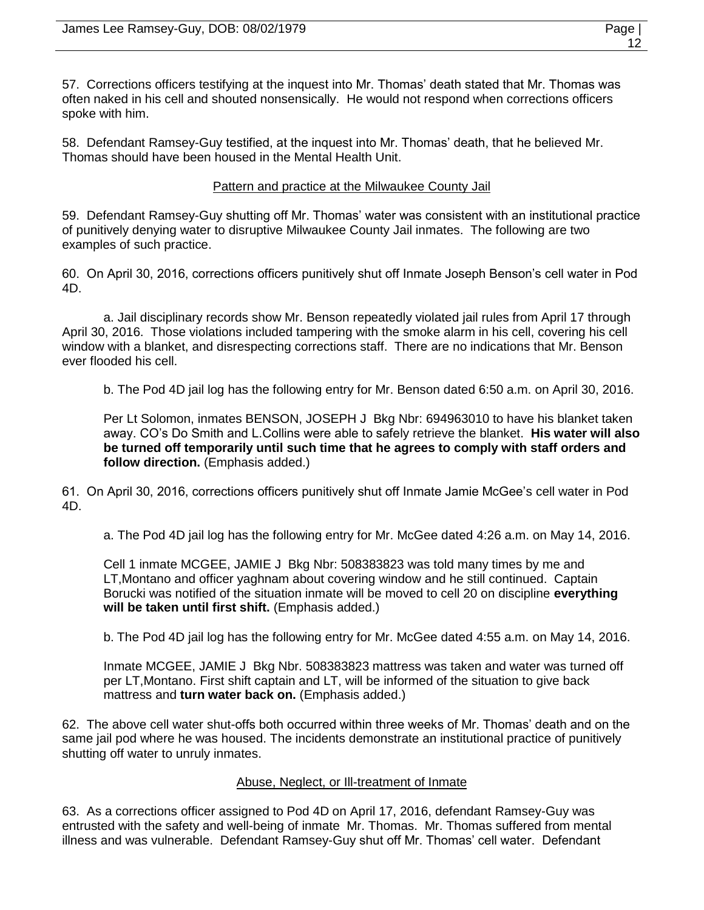57. Corrections officers testifying at the inquest into Mr. Thomas' death stated that Mr. Thomas was often naked in his cell and shouted nonsensically. He would not respond when corrections officers spoke with him.

58. Defendant Ramsey-Guy testified, at the inquest into Mr. Thomas' death, that he believed Mr. Thomas should have been housed in the Mental Health Unit.

<u>Pattern and practice at the Milwaukee County Jail</u>

59. Defendant Ramsey-Guy shutting off Mr. Thomas' water was consistent with an institutional practice of punitively denying water to disruptive Milwaukee County Jail inmates. The following are two examples of such practice.

60. On April 30, 2016, corrections officers punitively shut off Inmate Joseph Benson's cell water in Pod 4D.

a. Jail disciplinary records show Mr. Benson repeatedly violated jail rules from April 17 through April 30, 2016. Those violations included tampering with the smoke alarm in his cell, covering his cell window with a blanket, and disrespecting corrections staff. There are no indications that Mr. Benson ever flooded his cell.

b. The Pod 4D jail log has the following entry for Mr. Benson dated 6:50 a.m. on April 30, 2016.

Per Lt Solomon, inmates BENSON, JOSEPH J Bkg Nbr: 694963010 to have his blanket taken away. CO's Do Smith and L.Collins were able to safely retrieve the blanket. **His water will also be turned off temporarily until such time that he agrees to comply with staff orders and follow direction.** (Emphasis added.)

61. On April 30, 2016, corrections officers punitively shut off Inmate Jamie McGee's cell water in Pod 4D.

a. The Pod 4D jail log has the following entry for Mr. McGee dated 4:26 a.m. on May 14, 2016.

Cell 1 inmate MCGEE, JAMIE J Bkg Nbr: 508383823 was told many times by me and LT,Montano and officer yaghnam about covering window and he still continued. Captain Borucki was notified of the situation inmate will be moved to cell 20 on discipline **everything will be taken until first shift.** (Emphasis added.)

b. The Pod 4D jail log has the following entry for Mr. McGee dated 4:55 a.m. on May 14, 2016.

Inmate MCGEE, JAMIE J Bkg Nbr. 508383823 mattress was taken and water was turned off per LT,Montano. First shift captain and LT, will be informed of the situation to give back mattress and **turn water back on.** (Emphasis added.)

62. The above cell water shut-offs both occurred within three weeks of Mr. Thomas' death and on the same jail pod where he was housed. The incidents demonstrate an institutional practice of punitively shutting off water to unruly inmates.

<u>Abuse, Neglect, or Ill-treatment of Inmate</u>

63. As a corrections officer assigned to Pod 4D on April 17, 2016, defendant Ramsey-Guy was entrusted with the safety and well-being of inmate Mr. Thomas. Mr. Thomas suffered from mental illness and was vulnerable. Defendant Ramsey-Guy shut off Mr. Thomas' cell water. Defendant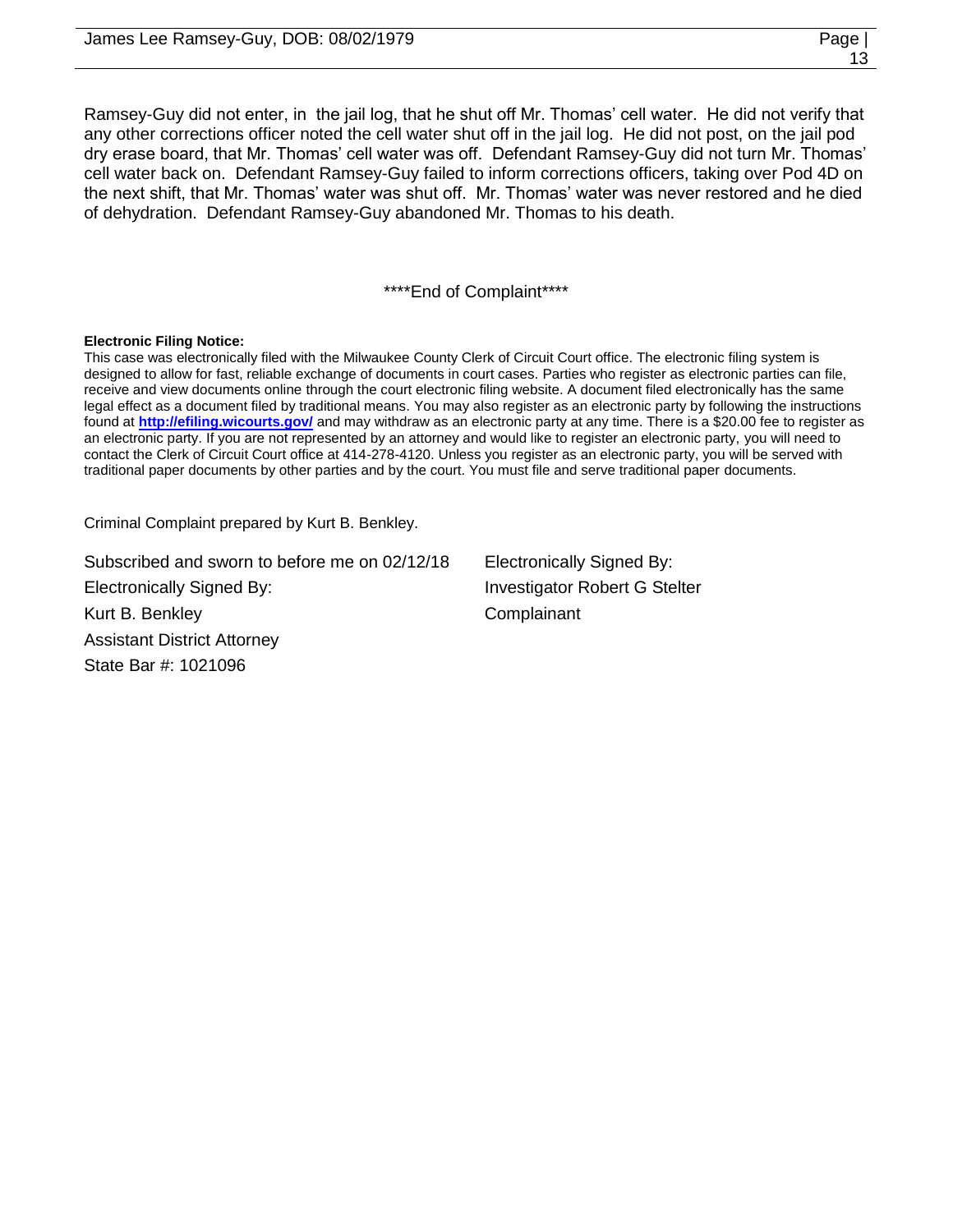Ramsey-Guy did not enter, in the jail log, that he shut off Mr. Thomas' cell water. He did not verify that any other corrections officer noted the cell water shut off in the jail log. He did not post, on the jail pod dry erase board, that Mr. Thomas' cell water was off. Defendant Ramsey-Guy did not turn Mr. Thomas' cell water back on. Defendant Ramsey-Guy failed to inform corrections officers, taking over Pod 4D on the next shift, that Mr. Thomas' water was shut off. Mr. Thomas' water was never restored and he died of dehydration. Defendant Ramsey-Guy abandoned Mr. Thomas to his death.

****End of Complaint****

**Electronic Filing Notice:**

This case was electronically filed with the Milwaukee County Clerk of Circuit Court office. The electronic filing system is designed to allow for fast, reliable exchange of documents in court cases. Parties who register as electronic parties can file, receive and view documents online through the court electronic filing website. A document filed electronically has the same legal effect as a document filed by traditional means. You may also register as an electronic party by following the instructions found at **http://efiling.wicourts.gov/** and may withdraw as an electronic party at any time. There is a $20.00 fee to register as an electronic party. If you are not represented by an attorney and would like to register an electronic party, you will need to contact the Clerk of Circuit Court office at 414-278-4120. Unless you register as an electronic party, you will be served with traditional paper documents by other parties and by the court. You must file and serve traditional paper documents.

Criminal Complaint prepared by Kurt B. Benkley.

Subscribed and sworn to before me on 02/12/18
Electronically Signed By:
Kurt B. Benkley
Assistant District Attorney
State Bar #: 1021096

Electronically Signed By:
Investigator Robert G Stelter
Complainant